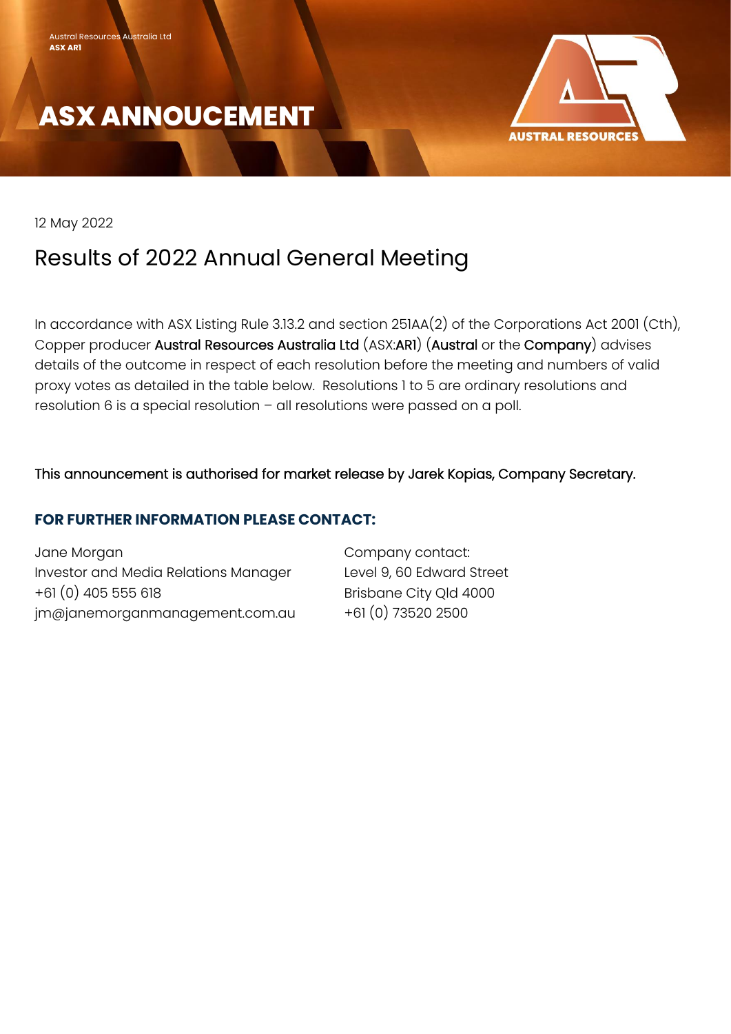Austral Resources Australia Ltd
**ASX AR1**

# ASX ANNOUCEMENT

AUSTRAL RESOURCES

12 May 2022

## Results of 2022 Annual General Meeting

In accordance with ASX Listing Rule 3.13.2 and section 251AA(2) of the Corporations Act 2001 (Cth), Copper producer Austral Resources Australia Ltd (ASX:AR1) (Austral or the Company) advises details of the outcome in respect of each resolution before the meeting and numbers of valid proxy votes as detailed in the table below. Resolutions 1 to 5 are ordinary resolutions and resolution 6 is a special resolution – all resolutions were passed on a poll.

This announcement is authorised for market release by Jarek Kopias, Company Secretary.

### FOR FURTHER INFORMATION PLEASE CONTACT:

Jane Morgan
Investor and Media Relations Manager
+61 (0) 405 555 618
jm@janemorganmanagement.com.au

Company contact:
Level 9, 60 Edward Street
Brisbane City Qld 4000
+61 (0) 73520 2500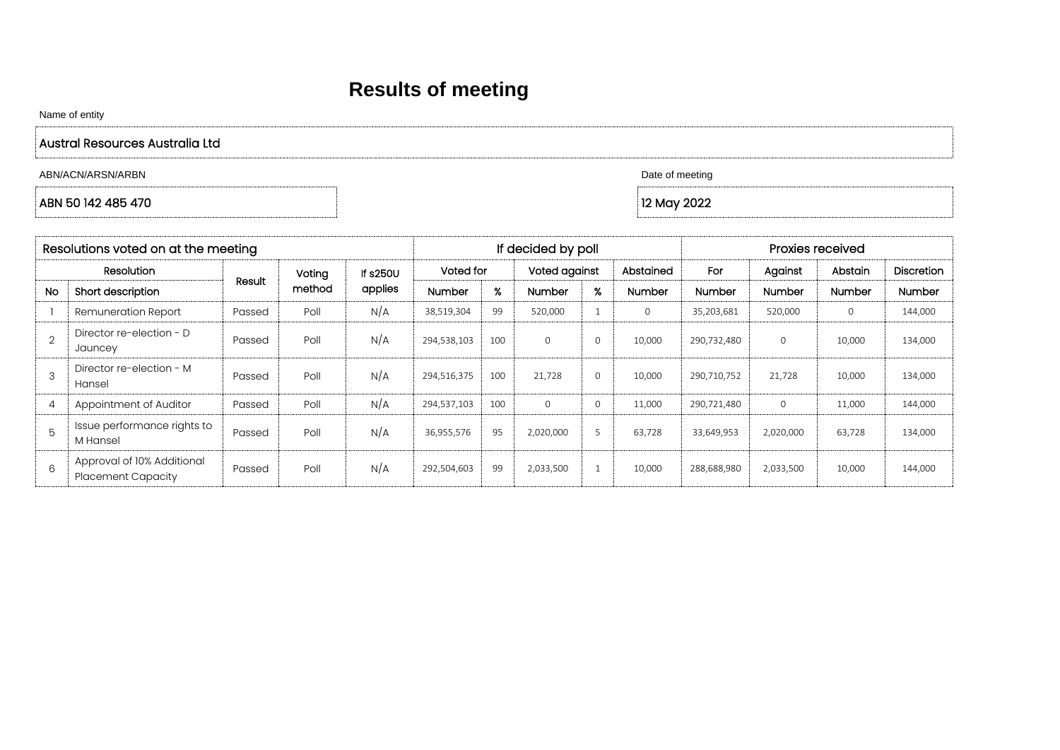# Results of meeting

Name of entity

Austral Resources Australia Ltd

ABN/ACN/ARSN/ARBN

ABN 50 142 485 470

Date of meeting

12 May 2022

| Resolutions voted on at the meeting | | | | | If decided by poll | | | | | Proxies received | | | |
|---|---|---|---|---|---|---|---|---|---|---|---|---|---|
| Resolution | | Result | Voting method | If s250U applies | Voted for | | Voted against | | Abstained | For | Against | Abstain | Discretion |
| No | Short description | | | | Number | % | Number | % | Number | Number | Number | Number | Number |
| 1 | Remuneration Report | Passed | Poll | N/A | 38,519,304 | 99 | 520,000 | 1 | 0 | 35,203,681 | 520,000 | 0 | 144,000 |
| 2 | Director re-election - D Jauncey | Passed | Poll | N/A | 294,538,103 | 100 | 0 | 0 | 10,000 | 290,732,480 | 0 | 10,000 | 134,000 |
| 3 | Director re-election - M Hansel | Passed | Poll | N/A | 294,516,375 | 100 | 21,728 | 0 | 10,000 | 290,710,752 | 21,728 | 10,000 | 134,000 |
| 4 | Appointment of Auditor | Passed | Poll | N/A | 294,537,103 | 100 | 0 | 0 | 11,000 | 290,721,480 | 0 | 11,000 | 144,000 |
| 5 | Issue performance rights to M Hansel | Passed | Poll | N/A | 36,955,576 | 95 | 2,020,000 | 5 | 63,728 | 33,649,953 | 2,020,000 | 63,728 | 134,000 |
| 6 | Approval of 10% Additional Placement Capacity | Passed | Poll | N/A | 292,504,603 | 99 | 2,033,500 | 1 | 10,000 | 288,688,980 | 2,033,500 | 10,000 | 144,000 |